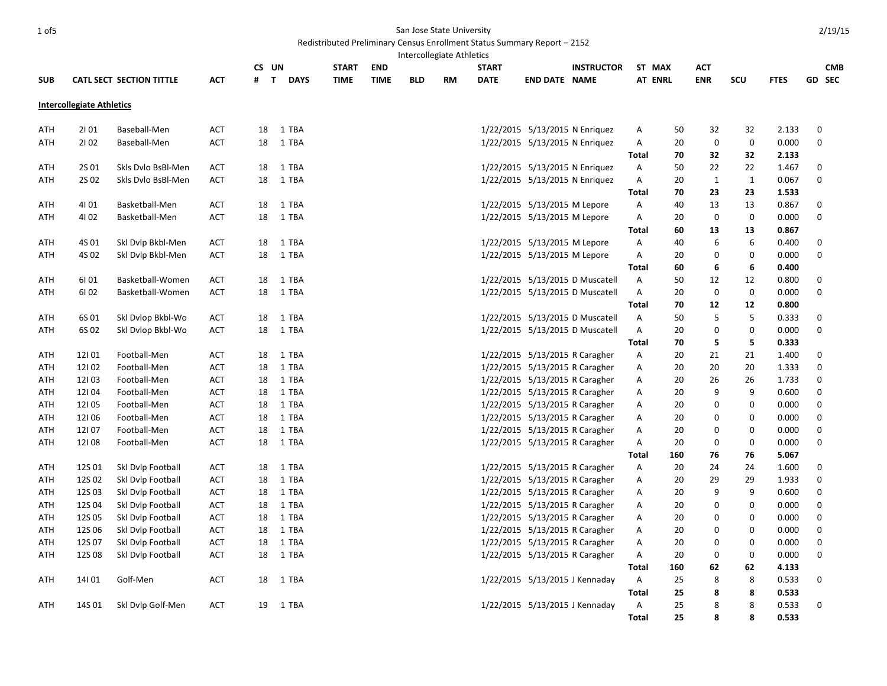San Jose State University

Redistributed Preliminary Census Enrollment Status Summary Report – 2152

Intercollegiate Athletics

| SUB | CATL SECT | SECTION TITTLE | ACT | CS # | UN T | DAYS | START TIME | END TIME | BLD | RM | START DATE | END DATE | INSTRUCTOR NAME | ST AT | MAX ENRL | ACT ENR | SCU | FTES | GD | CMB SEC |
|---|---|---|---|---|---|---|---|---|---|---|---|---|---|---|---|---|---|---|---|---|
| **Intercollegiate Athletics** | | | | | | | | | | | | | | | | | | | | |
| ATH | 2I 01 | Baseball-Men | ACT | 18 | 1 | TBA | | | | | 1/22/2015 | 5/13/2015 | N Enriquez | A | 50 | 32 | 32 | 2.133 | 0 | |
| ATH | 2I 02 | Baseball-Men | ACT | 18 | 1 | TBA | | | | | 1/22/2015 | 5/13/2015 | N Enriquez | A | 20 | 0 | 0 | 0.000 | 0 | |
| | | | | | | | | | | | | | | **Total** | **70** | **32** | **32** | **2.133** | | |
| ATH | 2S 01 | Skls Dvlo BsBl-Men | ACT | 18 | 1 | TBA | | | | | 1/22/2015 | 5/13/2015 | N Enriquez | A | 50 | 22 | 22 | 1.467 | 0 | |
| ATH | 2S 02 | Skls Dvlo BsBl-Men | ACT | 18 | 1 | TBA | | | | | 1/22/2015 | 5/13/2015 | N Enriquez | A | 20 | 1 | 1 | 0.067 | 0 | |
| | | | | | | | | | | | | | | **Total** | **70** | **23** | **23** | **1.533** | | |
| ATH | 4I 01 | Basketball-Men | ACT | 18 | 1 | TBA | | | | | 1/22/2015 | 5/13/2015 | M Lepore | A | 40 | 13 | 13 | 0.867 | 0 | |
| ATH | 4I 02 | Basketball-Men | ACT | 18 | 1 | TBA | | | | | 1/22/2015 | 5/13/2015 | M Lepore | A | 20 | 0 | 0 | 0.000 | 0 | |
| | | | | | | | | | | | | | | **Total** | **60** | **13** | **13** | **0.867** | | |
| ATH | 4S 01 | Skl Dvlp Bkbl-Men | ACT | 18 | 1 | TBA | | | | | 1/22/2015 | 5/13/2015 | M Lepore | A | 40 | 6 | 6 | 0.400 | 0 | |
| ATH | 4S 02 | Skl Dvlp Bkbl-Men | ACT | 18 | 1 | TBA | | | | | 1/22/2015 | 5/13/2015 | M Lepore | A | 20 | 0 | 0 | 0.000 | 0 | |
| | | | | | | | | | | | | | | **Total** | **60** | **6** | **6** | **0.400** | | |
| ATH | 6I 01 | Basketball-Women | ACT | 18 | 1 | TBA | | | | | 1/22/2015 | 5/13/2015 | D Muscatell | A | 50 | 12 | 12 | 0.800 | 0 | |
| ATH | 6I 02 | Basketball-Women | ACT | 18 | 1 | TBA | | | | | 1/22/2015 | 5/13/2015 | D Muscatell | A | 20 | 0 | 0 | 0.000 | 0 | |
| | | | | | | | | | | | | | | **Total** | **70** | **12** | **12** | **0.800** | | |
| ATH | 6S 01 | Skl Dvlop Bkbl-Wo | ACT | 18 | 1 | TBA | | | | | 1/22/2015 | 5/13/2015 | D Muscatell | A | 50 | 5 | 5 | 0.333 | 0 | |
| ATH | 6S 02 | Skl Dvlop Bkbl-Wo | ACT | 18 | 1 | TBA | | | | | 1/22/2015 | 5/13/2015 | D Muscatell | A | 20 | 0 | 0 | 0.000 | 0 | |
| | | | | | | | | | | | | | | **Total** | **70** | **5** | **5** | **0.333** | | |
| ATH | 12I 01 | Football-Men | ACT | 18 | 1 | TBA | | | | | 1/22/2015 | 5/13/2015 | R Caragher | A | 20 | 21 | 21 | 1.400 | 0 | |
| ATH | 12I 02 | Football-Men | ACT | 18 | 1 | TBA | | | | | 1/22/2015 | 5/13/2015 | R Caragher | A | 20 | 20 | 20 | 1.333 | 0 | |
| ATH | 12I 03 | Football-Men | ACT | 18 | 1 | TBA | | | | | 1/22/2015 | 5/13/2015 | R Caragher | A | 20 | 26 | 26 | 1.733 | 0 | |
| ATH | 12I 04 | Football-Men | ACT | 18 | 1 | TBA | | | | | 1/22/2015 | 5/13/2015 | R Caragher | A | 20 | 9 | 9 | 0.600 | 0 | |
| ATH | 12I 05 | Football-Men | ACT | 18 | 1 | TBA | | | | | 1/22/2015 | 5/13/2015 | R Caragher | A | 20 | 0 | 0 | 0.000 | 0 | |
| ATH | 12I 06 | Football-Men | ACT | 18 | 1 | TBA | | | | | 1/22/2015 | 5/13/2015 | R Caragher | A | 20 | 0 | 0 | 0.000 | 0 | |
| ATH | 12I 07 | Football-Men | ACT | 18 | 1 | TBA | | | | | 1/22/2015 | 5/13/2015 | R Caragher | A | 20 | 0 | 0 | 0.000 | 0 | |
| ATH | 12I 08 | Football-Men | ACT | 18 | 1 | TBA | | | | | 1/22/2015 | 5/13/2015 | R Caragher | A | 20 | 0 | 0 | 0.000 | 0 | |
| | | | | | | | | | | | | | | **Total** | **160** | **76** | **76** | **5.067** | | |
| ATH | 12S 01 | Skl Dvlp Football | ACT | 18 | 1 | TBA | | | | | 1/22/2015 | 5/13/2015 | R Caragher | A | 20 | 24 | 24 | 1.600 | 0 | |
| ATH | 12S 02 | Skl Dvlp Football | ACT | 18 | 1 | TBA | | | | | 1/22/2015 | 5/13/2015 | R Caragher | A | 20 | 29 | 29 | 1.933 | 0 | |
| ATH | 12S 03 | Skl Dvlp Football | ACT | 18 | 1 | TBA | | | | | 1/22/2015 | 5/13/2015 | R Caragher | A | 20 | 9 | 9 | 0.600 | 0 | |
| ATH | 12S 04 | Skl Dvlp Football | ACT | 18 | 1 | TBA | | | | | 1/22/2015 | 5/13/2015 | R Caragher | A | 20 | 0 | 0 | 0.000 | 0 | |
| ATH | 12S 05 | Skl Dvlp Football | ACT | 18 | 1 | TBA | | | | | 1/22/2015 | 5/13/2015 | R Caragher | A | 20 | 0 | 0 | 0.000 | 0 | |
| ATH | 12S 06 | Skl Dvlp Football | ACT | 18 | 1 | TBA | | | | | 1/22/2015 | 5/13/2015 | R Caragher | A | 20 | 0 | 0 | 0.000 | 0 | |
| ATH | 12S 07 | Skl Dvlp Football | ACT | 18 | 1 | TBA | | | | | 1/22/2015 | 5/13/2015 | R Caragher | A | 20 | 0 | 0 | 0.000 | 0 | |
| ATH | 12S 08 | Skl Dvlp Football | ACT | 18 | 1 | TBA | | | | | 1/22/2015 | 5/13/2015 | R Caragher | A | 20 | 0 | 0 | 0.000 | 0 | |
| | | | | | | | | | | | | | | **Total** | **160** | **62** | **62** | **4.133** | | |
| ATH | 14I 01 | Golf-Men | ACT | 18 | 1 | TBA | | | | | 1/22/2015 | 5/13/2015 | J Kennaday | A | 25 | 8 | 8 | 0.533 | 0 | |
| | | | | | | | | | | | | | | **Total** | **25** | **8** | **8** | **0.533** | | |
| ATH | 14S 01 | Skl Dvlp Golf-Men | ACT | 19 | 1 | TBA | | | | | 1/22/2015 | 5/13/2015 | J Kennaday | A | 25 | 8 | 8 | 0.533 | 0 | |
| | | | | | | | | | | | | | | **Total** | **25** | **8** | **8** | **0.533** | | |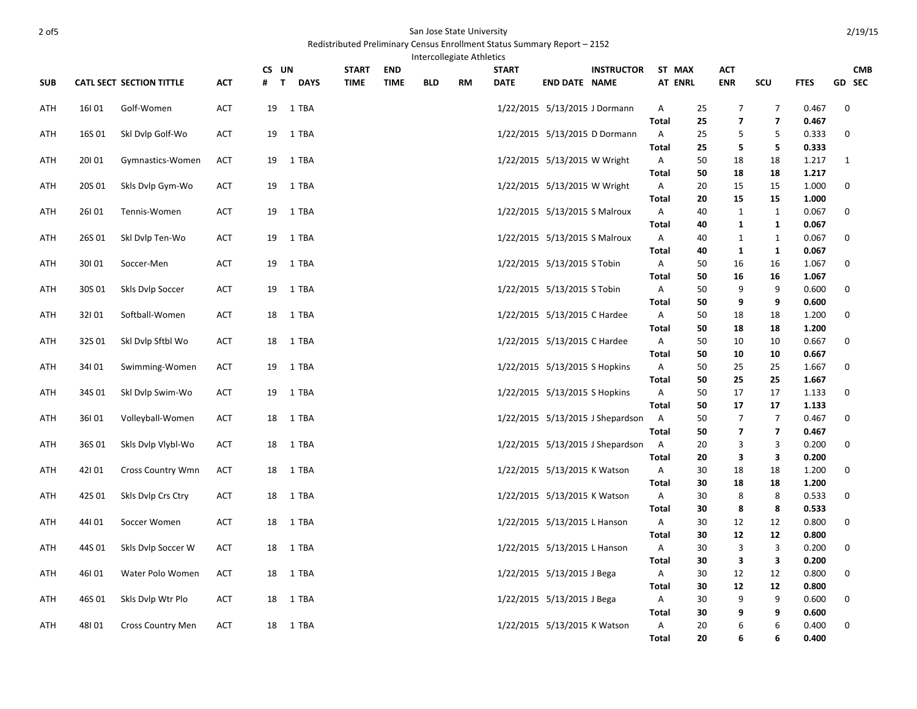San Jose State University

Redistributed Preliminary Census Enrollment Status Summary Report – 2152

Intercollegiate Athletics

| SUB | CATL | SECT | SECTION TITTLE | ACT | CS # | UN T | DAYS | START TIME | END TIME | BLD | RM | START DATE | END DATE | INSTRUCTOR NAME | ST AT | MAX ENRL | ACT ENR | SCU | FTES | GD | CMB SEC |
|---|---|---|---|---|---|---|---|---|---|---|---|---|---|---|---|---|---|---|---|---|---|
| ATH | 16I | 01 | Golf-Women | ACT | 19 | 1 | TBA | | | | | 1/22/2015 | 5/13/2015 | J Dormann | A | 25 | 7 | 7 | 0.467 | 0 | |
| | | | | | | | | | | | | | | | **Total** | **25** | **7** | **7** | **0.467** | | |
| ATH | 16S | 01 | Skl Dvlp Golf-Wo | ACT | 19 | 1 | TBA | | | | | 1/22/2015 | 5/13/2015 | D Dormann | A | 25 | 5 | 5 | 0.333 | 0 | |
| | | | | | | | | | | | | | | | **Total** | **25** | **5** | **5** | **0.333** | | |
| ATH | 20I | 01 | Gymnastics-Women | ACT | 19 | 1 | TBA | | | | | 1/22/2015 | 5/13/2015 | W Wright | A | 50 | 18 | 18 | 1.217 | 1 | |
| | | | | | | | | | | | | | | | **Total** | **50** | **18** | **18** | **1.217** | | |
| ATH | 20S | 01 | Skls Dvlp Gym-Wo | ACT | 19 | 1 | TBA | | | | | 1/22/2015 | 5/13/2015 | W Wright | A | 20 | 15 | 15 | 1.000 | 0 | |
| | | | | | | | | | | | | | | | **Total** | **20** | **15** | **15** | **1.000** | | |
| ATH | 26I | 01 | Tennis-Women | ACT | 19 | 1 | TBA | | | | | 1/22/2015 | 5/13/2015 | S Malroux | A | 40 | 1 | 1 | 0.067 | 0 | |
| | | | | | | | | | | | | | | | **Total** | **40** | **1** | **1** | **0.067** | | |
| ATH | 26S | 01 | Skl Dvlp Ten-Wo | ACT | 19 | 1 | TBA | | | | | 1/22/2015 | 5/13/2015 | S Malroux | A | 40 | 1 | 1 | 0.067 | 0 | |
| | | | | | | | | | | | | | | | **Total** | **40** | **1** | **1** | **0.067** | | |
| ATH | 30I | 01 | Soccer-Men | ACT | 19 | 1 | TBA | | | | | 1/22/2015 | 5/13/2015 | S Tobin | A | 50 | 16 | 16 | 1.067 | 0 | |
| | | | | | | | | | | | | | | | **Total** | **50** | **16** | **16** | **1.067** | | |
| ATH | 30S | 01 | Skls Dvlp Soccer | ACT | 19 | 1 | TBA | | | | | 1/22/2015 | 5/13/2015 | S Tobin | A | 50 | 9 | 9 | 0.600 | 0 | |
| | | | | | | | | | | | | | | | **Total** | **50** | **9** | **9** | **0.600** | | |
| ATH | 32I | 01 | Softball-Women | ACT | 18 | 1 | TBA | | | | | 1/22/2015 | 5/13/2015 | C Hardee | A | 50 | 18 | 18 | 1.200 | 0 | |
| | | | | | | | | | | | | | | | **Total** | **50** | **18** | **18** | **1.200** | | |
| ATH | 32S | 01 | Skl Dvlp Sftbl Wo | ACT | 18 | 1 | TBA | | | | | 1/22/2015 | 5/13/2015 | C Hardee | A | 50 | 10 | 10 | 0.667 | 0 | |
| | | | | | | | | | | | | | | | **Total** | **50** | **10** | **10** | **0.667** | | |
| ATH | 34I | 01 | Swimming-Women | ACT | 19 | 1 | TBA | | | | | 1/22/2015 | 5/13/2015 | S Hopkins | A | 50 | 25 | 25 | 1.667 | 0 | |
| | | | | | | | | | | | | | | | **Total** | **50** | **25** | **25** | **1.667** | | |
| ATH | 34S | 01 | Skl Dvlp Swim-Wo | ACT | 19 | 1 | TBA | | | | | 1/22/2015 | 5/13/2015 | S Hopkins | A | 50 | 17 | 17 | 1.133 | 0 | |
| | | | | | | | | | | | | | | | **Total** | **50** | **17** | **17** | **1.133** | | |
| ATH | 36I | 01 | Volleyball-Women | ACT | 18 | 1 | TBA | | | | | 1/22/2015 | 5/13/2015 | J Shepardson | A | 50 | 7 | 7 | 0.467 | 0 | |
| | | | | | | | | | | | | | | | **Total** | **50** | **7** | **7** | **0.467** | | |
| ATH | 36S | 01 | Skls Dvlp Vlybl-Wo | ACT | 18 | 1 | TBA | | | | | 1/22/2015 | 5/13/2015 | J Shepardson | A | 20 | 3 | 3 | 0.200 | 0 | |
| | | | | | | | | | | | | | | | **Total** | **20** | **3** | **3** | **0.200** | | |
| ATH | 42I | 01 | Cross Country Wmn | ACT | 18 | 1 | TBA | | | | | 1/22/2015 | 5/13/2015 | K Watson | A | 30 | 18 | 18 | 1.200 | 0 | |
| | | | | | | | | | | | | | | | **Total** | **30** | **18** | **18** | **1.200** | | |
| ATH | 42S | 01 | Skls Dvlp Crs Ctry | ACT | 18 | 1 | TBA | | | | | 1/22/2015 | 5/13/2015 | K Watson | A | 30 | 8 | 8 | 0.533 | 0 | |
| | | | | | | | | | | | | | | | **Total** | **30** | **8** | **8** | **0.533** | | |
| ATH | 44I | 01 | Soccer Women | ACT | 18 | 1 | TBA | | | | | 1/22/2015 | 5/13/2015 | L Hanson | A | 30 | 12 | 12 | 0.800 | 0 | |
| | | | | | | | | | | | | | | | **Total** | **30** | **12** | **12** | **0.800** | | |
| ATH | 44S | 01 | Skls Dvlp Soccer W | ACT | 18 | 1 | TBA | | | | | 1/22/2015 | 5/13/2015 | L Hanson | A | 30 | 3 | 3 | 0.200 | 0 | |
| | | | | | | | | | | | | | | | **Total** | **30** | **3** | **3** | **0.200** | | |
| ATH | 46I | 01 | Water Polo Women | ACT | 18 | 1 | TBA | | | | | 1/22/2015 | 5/13/2015 | J Bega | A | 30 | 12 | 12 | 0.800 | 0 | |
| | | | | | | | | | | | | | | | **Total** | **30** | **12** | **12** | **0.800** | | |
| ATH | 46S | 01 | Skls Dvlp Wtr Plo | ACT | 18 | 1 | TBA | | | | | 1/22/2015 | 5/13/2015 | J Bega | A | 30 | 9 | 9 | 0.600 | 0 | |
| | | | | | | | | | | | | | | | **Total** | **30** | **9** | **9** | **0.600** | | |
| ATH | 48I | 01 | Cross Country Men | ACT | 18 | 1 | TBA | | | | | 1/22/2015 | 5/13/2015 | K Watson | A | 20 | 6 | 6 | 0.400 | 0 | |
| | | | | | | | | | | | | | | | **Total** | **20** | **6** | **6** | **0.400** | | |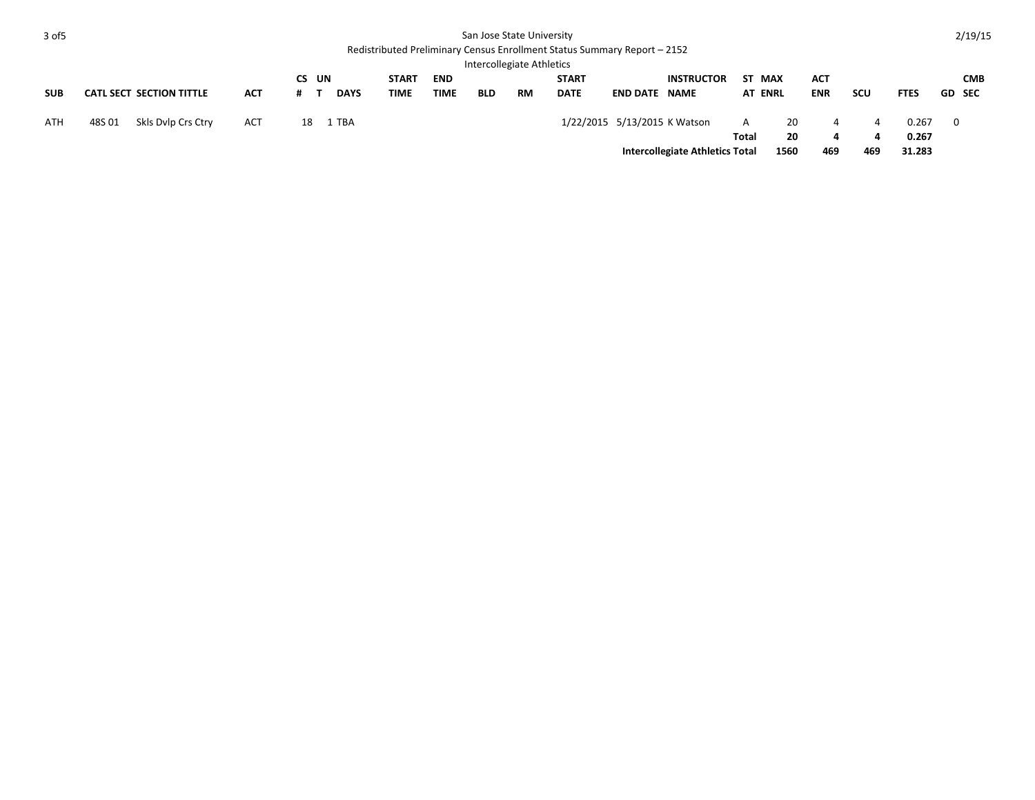San Jose State University

Redistributed Preliminary Census Enrollment Status Summary Report – 2152

Intercollegiate Athletics

| SUB | CATL | SECT | SECTION TITTLE | ACT | CS # | UNT | DAYS | START TIME | END TIME | BLD | RM | START DATE | END DATE | INSTRUCTOR NAME | STAT | MAX ENRL | ACT ENR | SCU | FTES | GD | CMB SEC |
|---|---|---|---|---|---|---|---|---|---|---|---|---|---|---|---|---|---|---|---|---|---|
| ATH | 48S | 01 | Skls Dvlp Crs Ctry | ACT | 18 | 1 | TBA | | | | | 1/22/2015 | 5/13/2015 | K Watson | A | 20 | 4 | 4 | 0.267 | 0 | |
| | | | | | | | | | | | | | | | **Total** | **20** | **4** | **4** | **0.267** | | |
| | | | | | | | | | | | | | | **Intercollegiate Athletics Total** | | **1560** | **469** | **469** | **31.283** | | |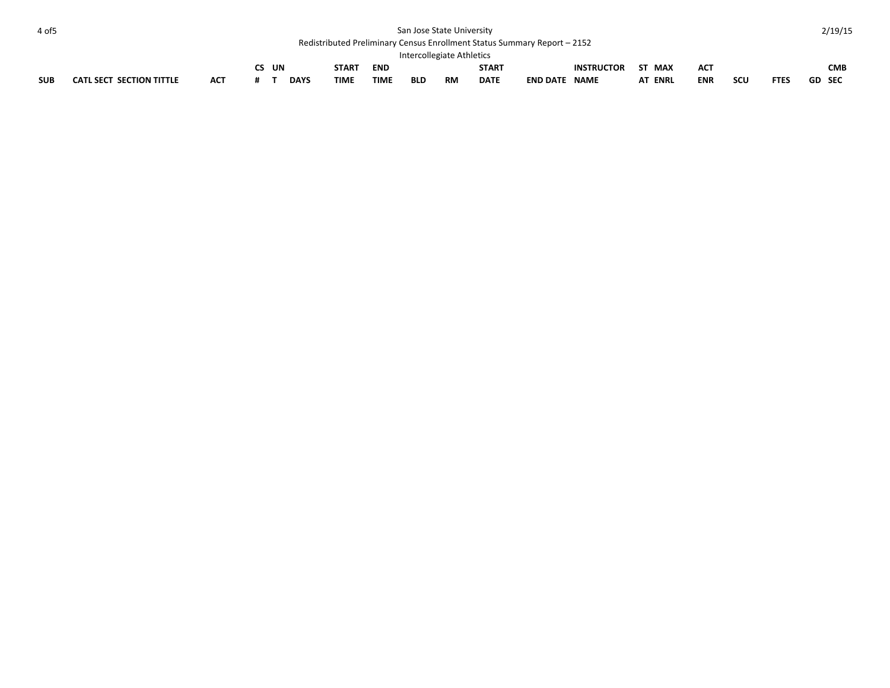San Jose State University

Redistributed Preliminary Census Enrollment Status Summary Report – 2152

Intercollegiate Athletics

| SUB | CATL | SECT | SECTION TITTLE | ACT | CS # | UNT | DAYS | START TIME | END TIME | BLD | RM | START DATE | END DATE | INSTRUCTOR NAME | STAT | MAX ENRL | ACT ENR | SCU | FTES | GD | CMB SEC |
|---|---|---|---|---|---|---|---|---|---|---|---|---|---|---|---|---|---|---|---|---|---|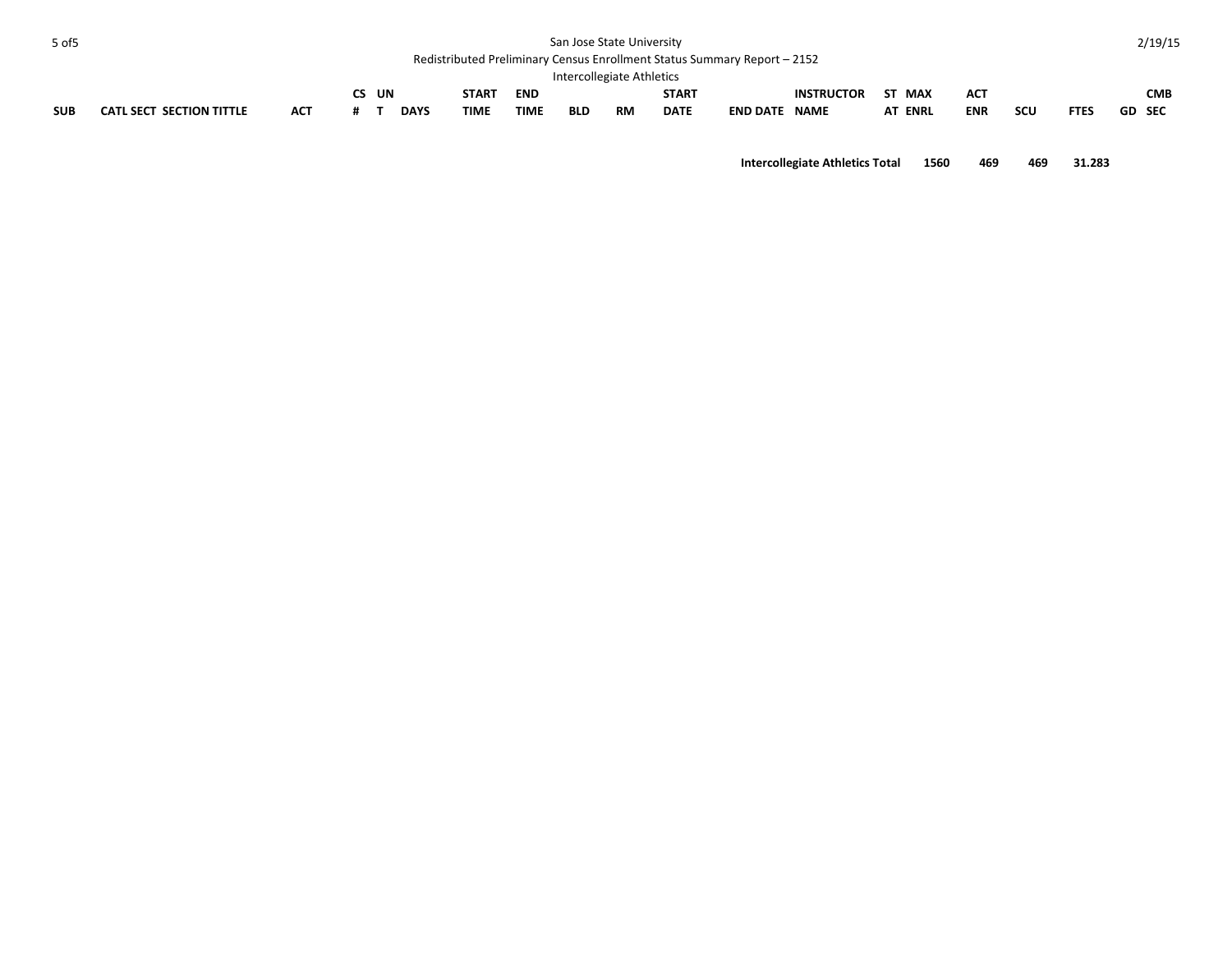| SUB | CATL | SECT | SECTION TITTLE | ACT | CS # | UNT | DAYS | START TIME | END TIME | BLD | RM | START DATE | END DATE | INSTRUCTOR NAME | STAT | MAX ENRL | ACT ENR | SCU | FTES | GD | CMB SEC |
|---|---|---|---|---|---|---|---|---|---|---|---|---|---|---|---|---|---|---|---|---|---|
| | | | | | | | | | | | | | | **Intercollegiate Athletics Total** | | **1560** | **469** | **469** | **31.283** | | |